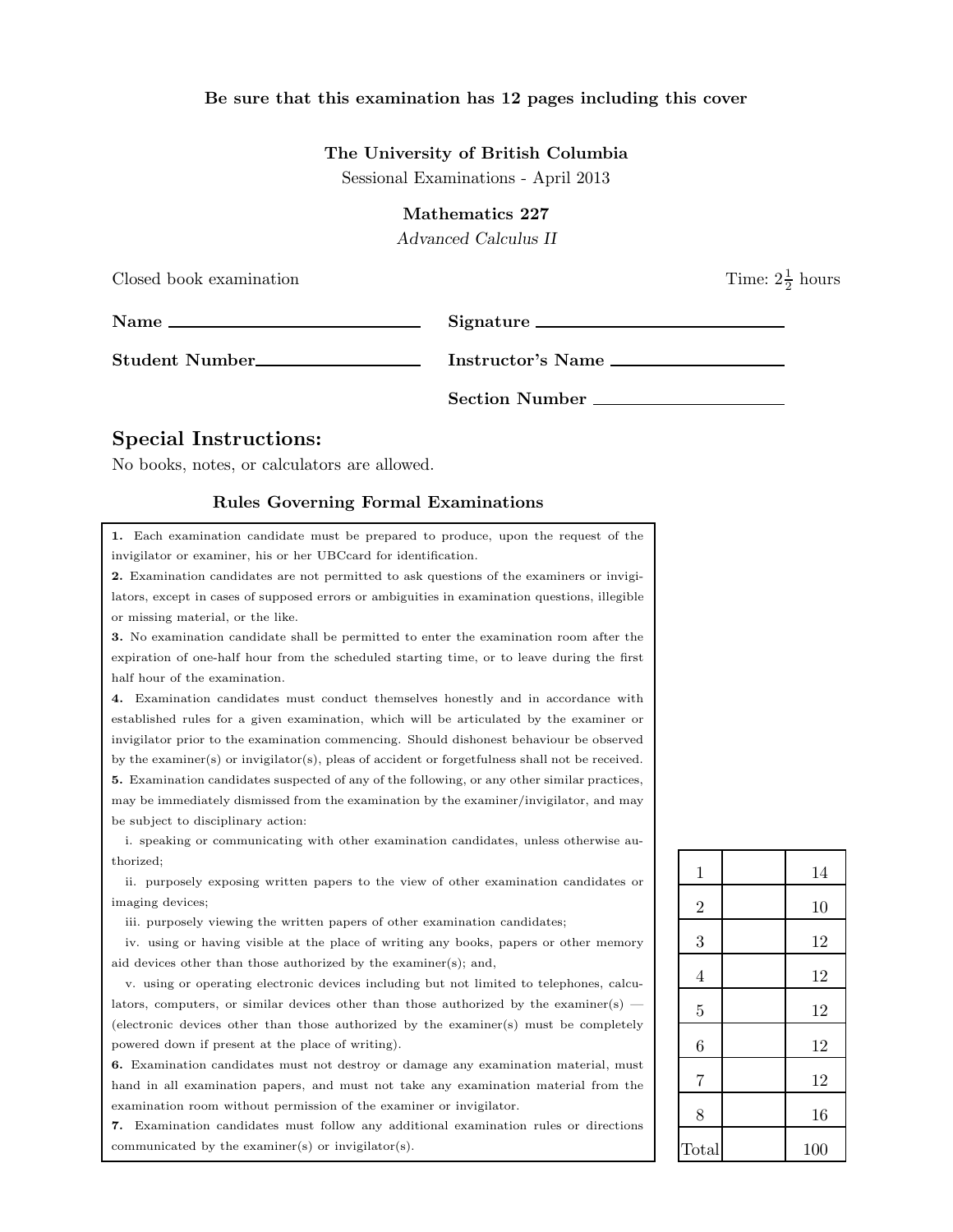**Be sure that this examination has 12 pages including this cover**

**The University of British Columbia**

Sessional Examinations - April 2013

**Mathematics 227**

*Advanced Calculus II*

Closed book examination

Time: $2\frac{1}{2}$ hours

**Name** ______________________

**Signature** ______________________

**Student Number** ______________________

**Instructor's Name** ______________________

**Section Number** ______________________

## Special Instructions:

No books, notes, or calculators are allowed.

### Rules Governing Formal Examinations

**1.** Each examination candidate must be prepared to produce, upon the request of the invigilator or examiner, his or her UBCcard for identification.

**2.** Examination candidates are not permitted to ask questions of the examiners or invigilators, except in cases of supposed errors or ambiguities in examination questions, illegible or missing material, or the like.

**3.** No examination candidate shall be permitted to enter the examination room after the expiration of one-half hour from the scheduled starting time, or to leave during the first half hour of the examination.

**4.** Examination candidates must conduct themselves honestly and in accordance with established rules for a given examination, which will be articulated by the examiner or invigilator prior to the examination commencing. Should dishonest behaviour be observed by the examiner(s) or invigilator(s), pleas of accident or forgetfulness shall not be received.

**5.** Examination candidates suspected of any of the following, or any other similar practices, may be immediately dismissed from the examination by the examiner/invigilator, and may be subject to disciplinary action:

i. speaking or communicating with other examination candidates, unless otherwise authorized;

ii. purposely exposing written papers to the view of other examination candidates or imaging devices;

iii. purposely viewing the written papers of other examination candidates;

iv. using or having visible at the place of writing any books, papers or other memory aid devices other than those authorized by the examiner(s); and,

v. using or operating electronic devices including but not limited to telephones, calculators, computers, or similar devices other than those authorized by the examiner(s) — (electronic devices other than those authorized by the examiner(s) must be completely powered down if present at the place of writing).

**6.** Examination candidates must not destroy or damage any examination material, must hand in all examination papers, and must not take any examination material from the examination room without permission of the examiner or invigilator.

**7.** Examination candidates must follow any additional examination rules or directions communicated by the examiner(s) or invigilator(s).

| Question | Score | Points |
|---|---|---|
| 1 | | 14 |
| 2 | | 10 |
| 3 | | 12 |
| 4 | | 12 |
| 5 | | 12 |
| 6 | | 12 |
| 7 | | 12 |
| 8 | | 16 |
| Total | | 100 |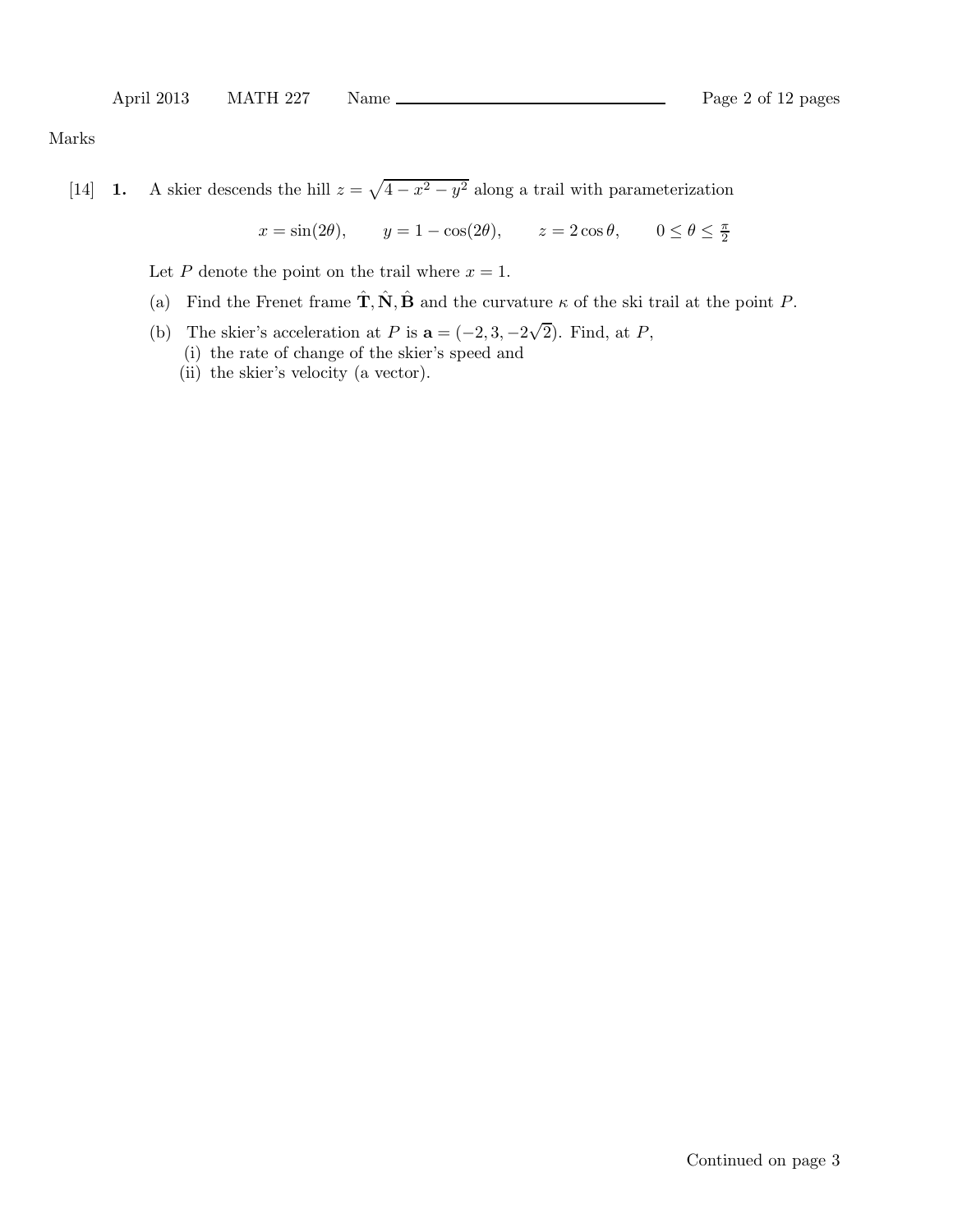Marks

[14] **1.** A skier descends the hill $z = \sqrt{4 - x^2 - y^2}$ along a trail with parameterization

$$x = \sin(2\theta), \qquad y = 1 - \cos(2\theta), \qquad z = 2\cos\theta, \qquad 0 \le \theta \le \tfrac{\pi}{2}$$

Let $P$ denote the point on the trail where $x = 1$.

(a) Find the Frenet frame $\hat{\mathbf{T}}, \hat{\mathbf{N}}, \hat{\mathbf{B}}$ and the curvature $\kappa$ of the ski trail at the point $P$.

(b) The skier's acceleration at $P$ is $\mathbf{a} = (-2, 3, -2\sqrt{2})$. Find, at $P$,

(i) the rate of change of the skier's speed and

(ii) the skier's velocity (a vector).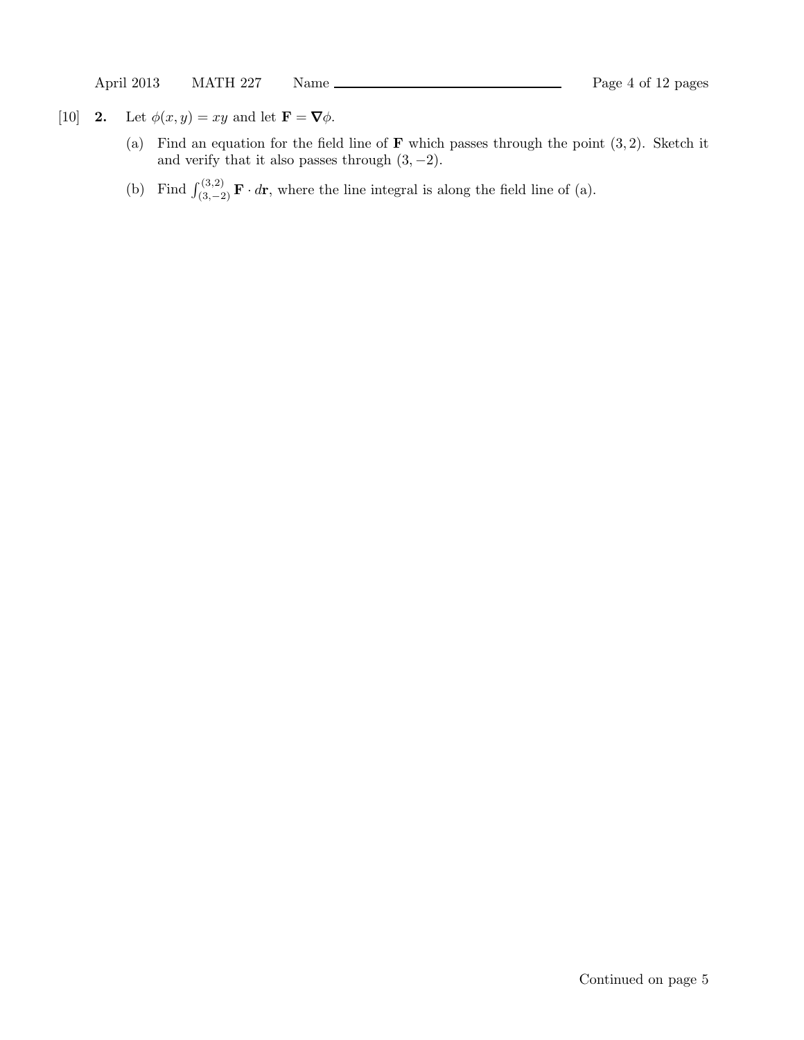[10] **2.** Let $\phi(x, y) = xy$ and let $\mathbf{F} = \boldsymbol{\nabla}\phi$.

(a) Find an equation for the field line of $\mathbf{F}$ which passes through the point $(3, 2)$. Sketch it and verify that it also passes through $(3, -2)$.

(b) Find $\int_{(3,-2)}^{(3,2)} \mathbf{F} \cdot d\mathbf{r}$, where the line integral is along the field line of (a).

Continued on page 5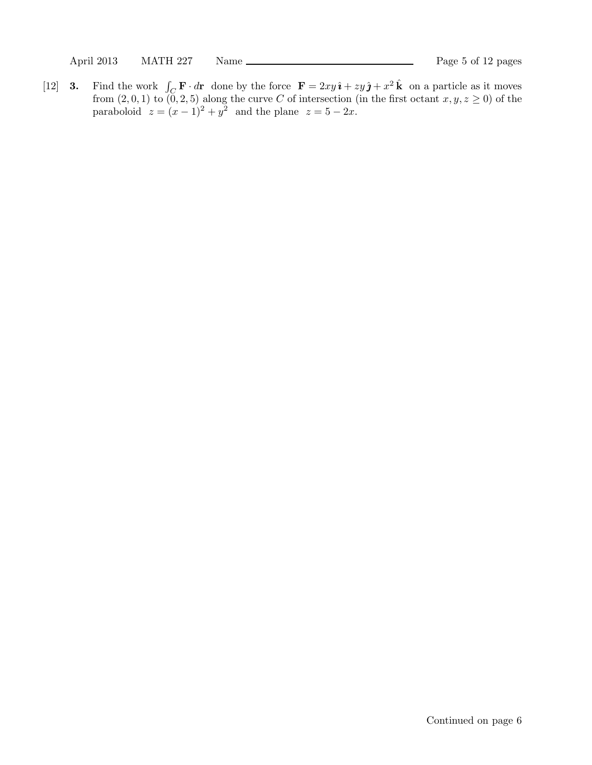[12] **3.** Find the work $\int_C \mathbf{F} \cdot d\mathbf{r}$ done by the force $\mathbf{F} = 2xy\,\hat{\boldsymbol{\imath}} + zy\,\hat{\boldsymbol{\jmath}} + x^2\,\hat{\mathbf{k}}$ on a particle as it moves from $(2, 0, 1)$ to $(0, 2, 5)$ along the curve $C$ of intersection (in the first octant $x, y, z \geq 0$) of the paraboloid $z = (x-1)^2 + y^2$ and the plane $z = 5 - 2x$.

Continued on page 6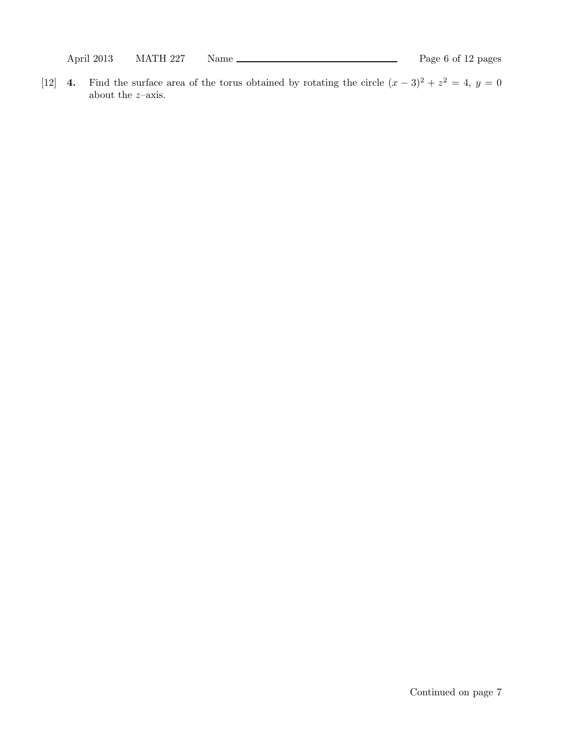[12] **4.** Find the surface area of the torus obtained by rotating the circle $(x-3)^2 + z^2 = 4,\ y = 0$ about the $z$–axis.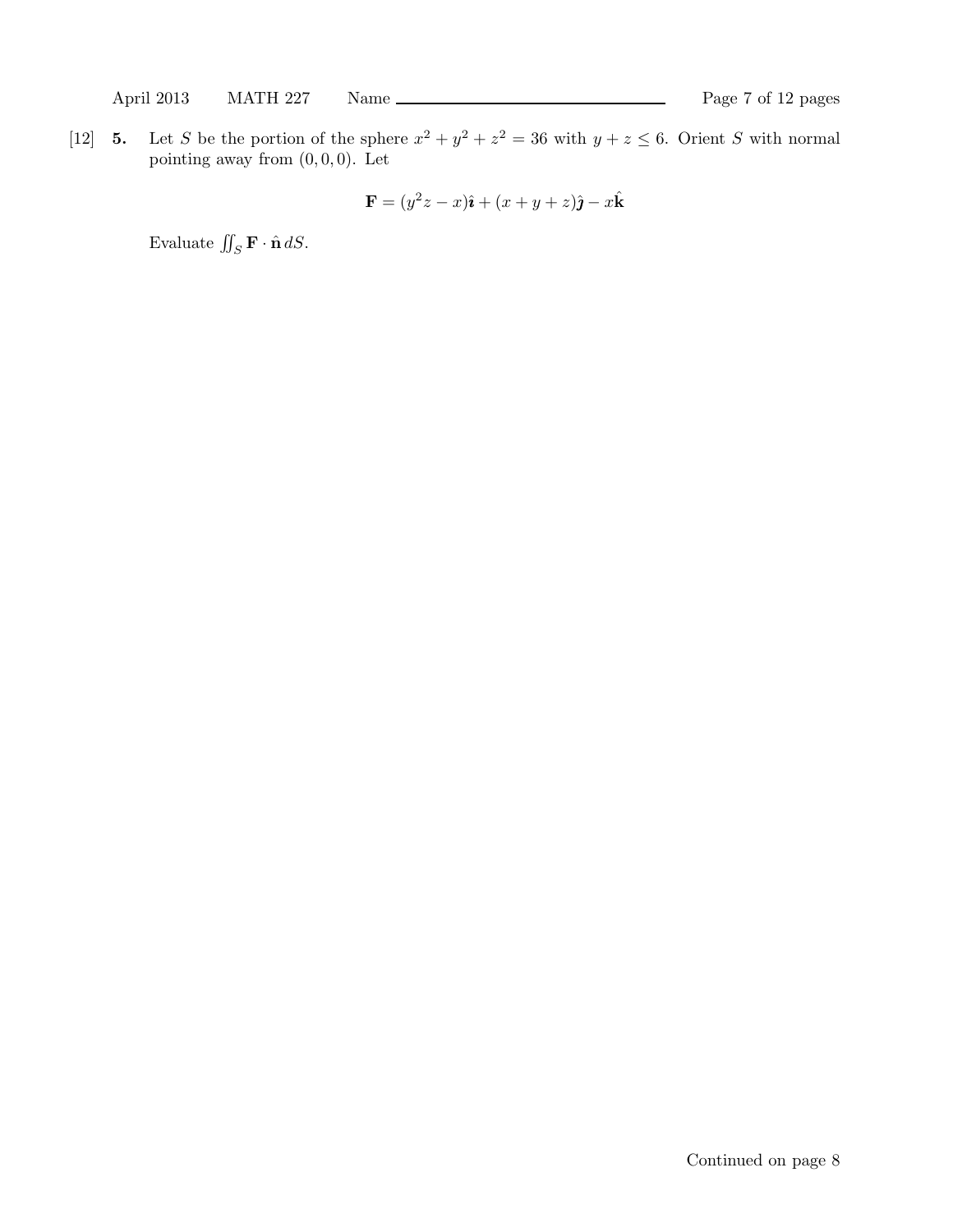[12] **5.** Let $S$ be the portion of the sphere $x^2 + y^2 + z^2 = 36$ with $y + z \leq 6$. Orient $S$ with normal pointing away from $(0, 0, 0)$. Let

$$\mathbf{F} = (y^2 z - x)\hat{\boldsymbol{\imath}} + (x + y + z)\hat{\boldsymbol{\jmath}} - x\hat{\mathbf{k}}$$

Evaluate $\iint_S \mathbf{F} \cdot \hat{\mathbf{n}} \, dS$.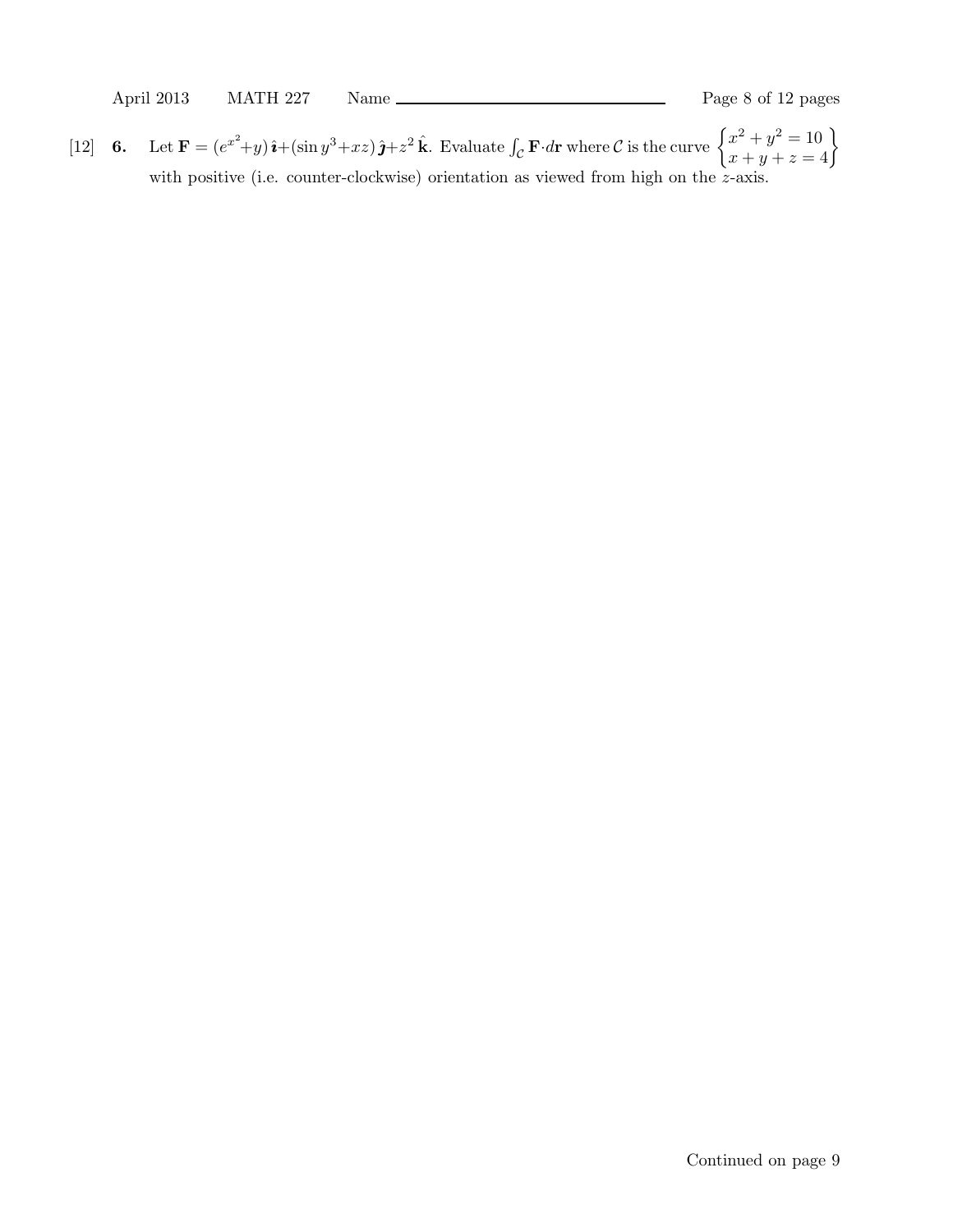[12] **6.** Let $\mathbf{F} = (e^{x^2}+y)\,\hat{\imath}+(\sin y^3+xz)\,\hat{\jmath}+z^2\,\hat{\mathbf{k}}$. Evaluate $\int_{\mathcal{C}} \mathbf{F}\cdot d\mathbf{r}$ where $\mathcal{C}$ is the curve $\left\{\begin{matrix} x^2+y^2=10 \\ x+y+z=4 \end{matrix}\right\}$ with positive (i.e. counter-clockwise) orientation as viewed from high on the $z$-axis.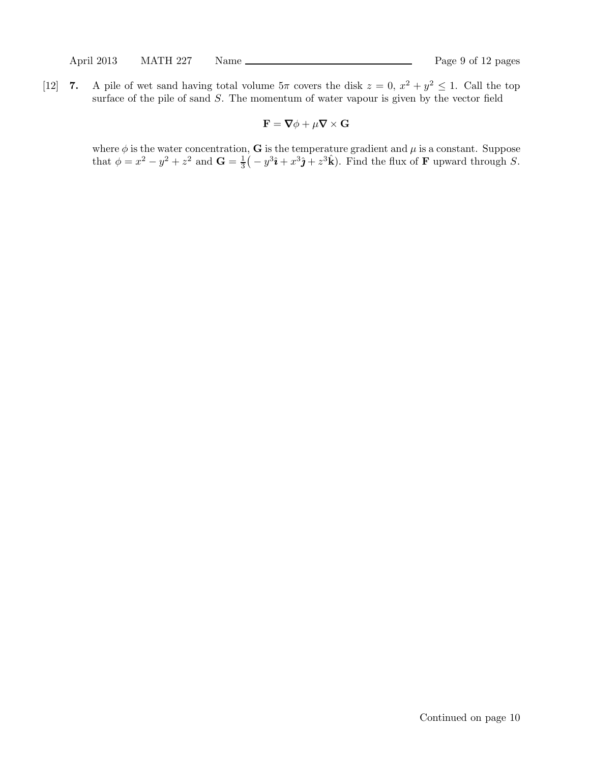[12] **7.** A pile of wet sand having total volume $5\pi$ covers the disk $z = 0$, $x^2 + y^2 \leq 1$. Call the top surface of the pile of sand $S$. The momentum of water vapour is given by the vector field

$$\mathbf{F} = \nabla\phi + \mu\nabla \times \mathbf{G}$$

where $\phi$ is the water concentration, $\mathbf{G}$ is the temperature gradient and $\mu$ is a constant. Suppose that $\phi = x^2 - y^2 + z^2$ and $\mathbf{G} = \frac{1}{3}\big( - y^3\hat{\boldsymbol{\imath}} + x^3\hat{\boldsymbol{\jmath}} + z^3\hat{\mathbf{k}}\big)$. Find the flux of $\mathbf{F}$ upward through $S$.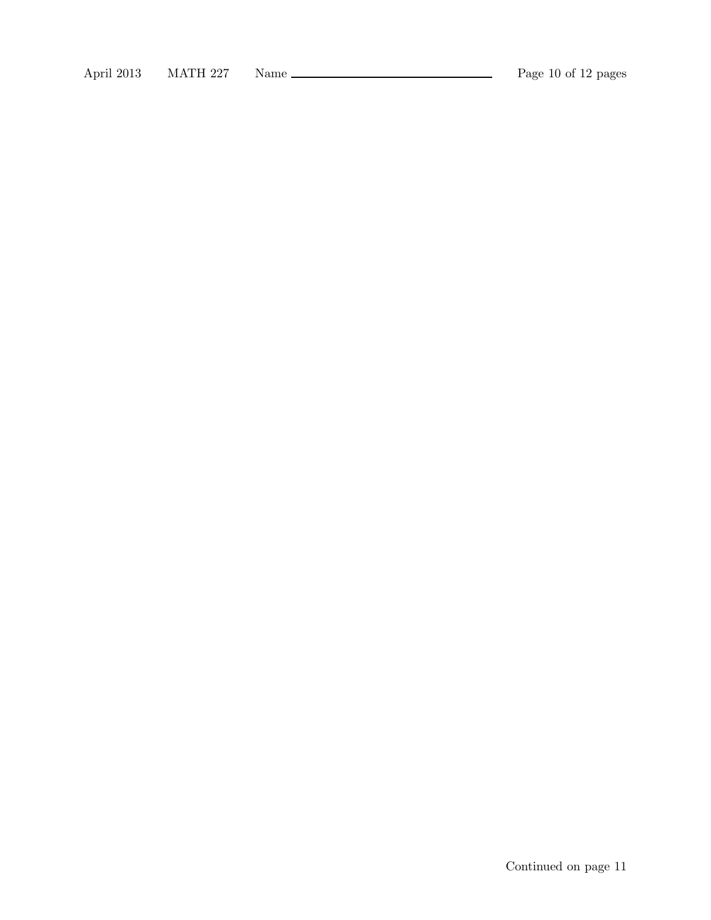Continued on page 11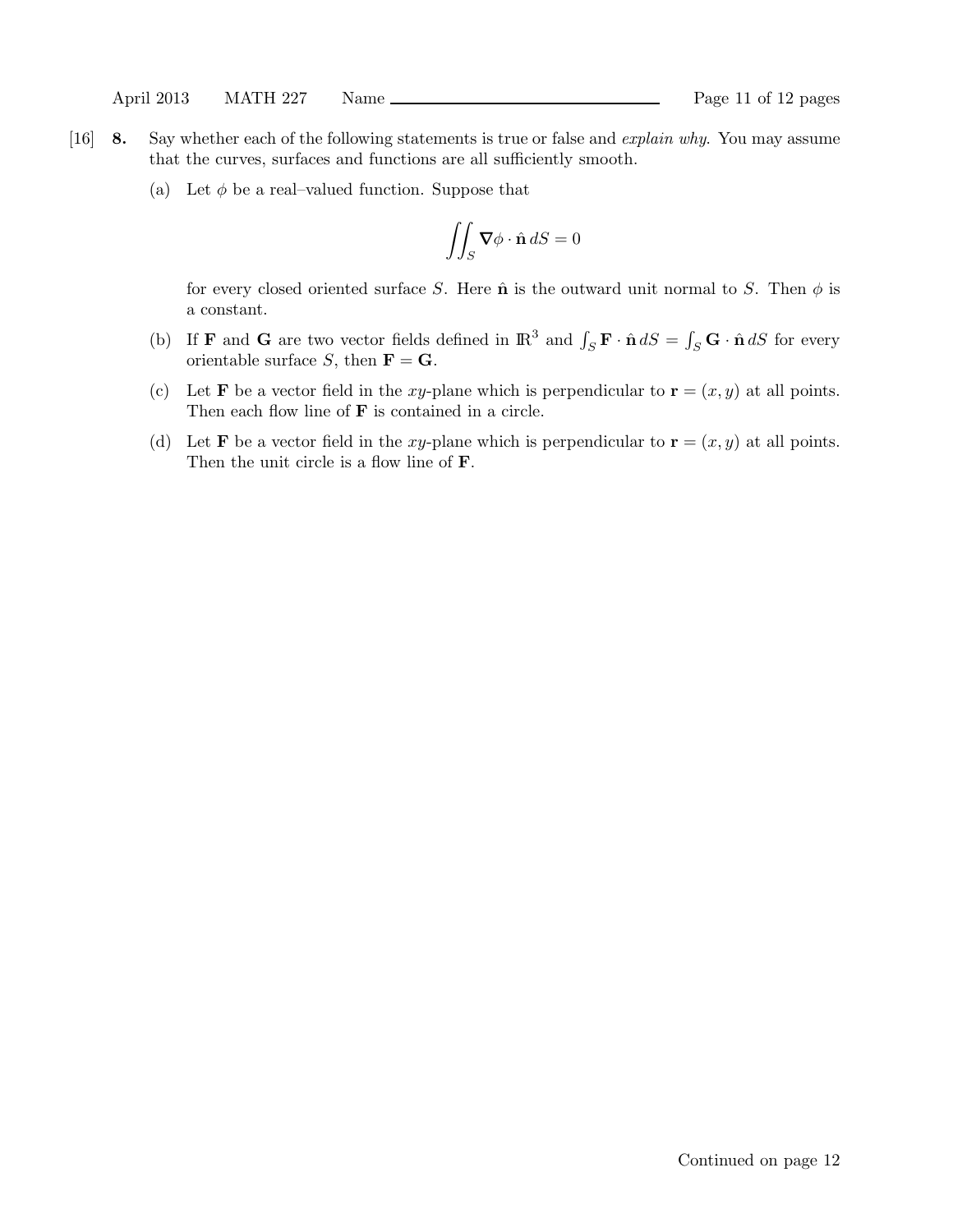[16] **8.** Say whether each of the following statements is true or false and *explain why*. You may assume that the curves, surfaces and functions are all sufficiently smooth.

(a) Let $\phi$ be a real–valued function. Suppose that

$$\iint_S \nabla\phi \cdot \hat{\mathbf{n}}\, dS = 0$$

for every closed oriented surface $S$. Here $\hat{\mathbf{n}}$ is the outward unit normal to $S$. Then $\phi$ is a constant.

(b) If $\mathbf{F}$ and $\mathbf{G}$ are two vector fields defined in $\mathbb{R}^3$ and $\int_S \mathbf{F} \cdot \hat{\mathbf{n}}\, dS = \int_S \mathbf{G} \cdot \hat{\mathbf{n}}\, dS$ for every orientable surface $S$, then $\mathbf{F} = \mathbf{G}$.

(c) Let $\mathbf{F}$ be a vector field in the $xy$-plane which is perpendicular to $\mathbf{r} = (x, y)$ at all points. Then each flow line of $\mathbf{F}$ is contained in a circle.

(d) Let $\mathbf{F}$ be a vector field in the $xy$-plane which is perpendicular to $\mathbf{r} = (x, y)$ at all points. Then the unit circle is a flow line of $\mathbf{F}$.

Continued on page 12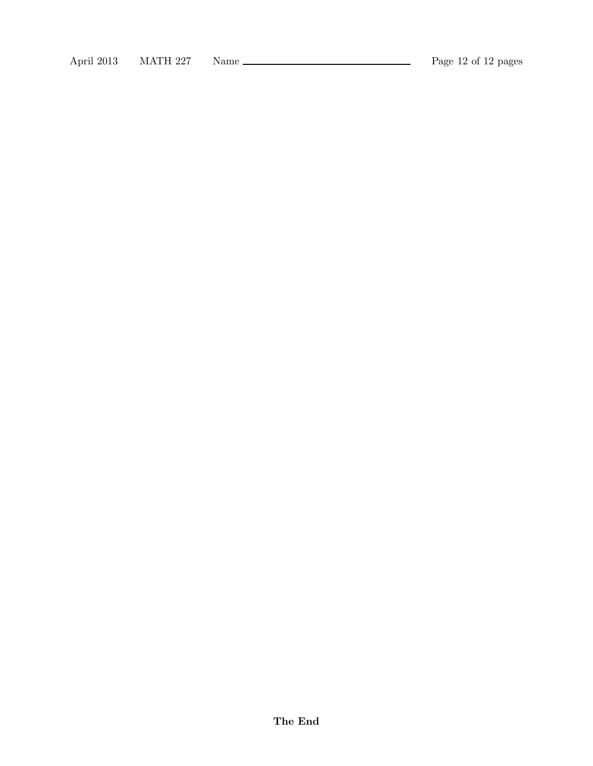**The End**